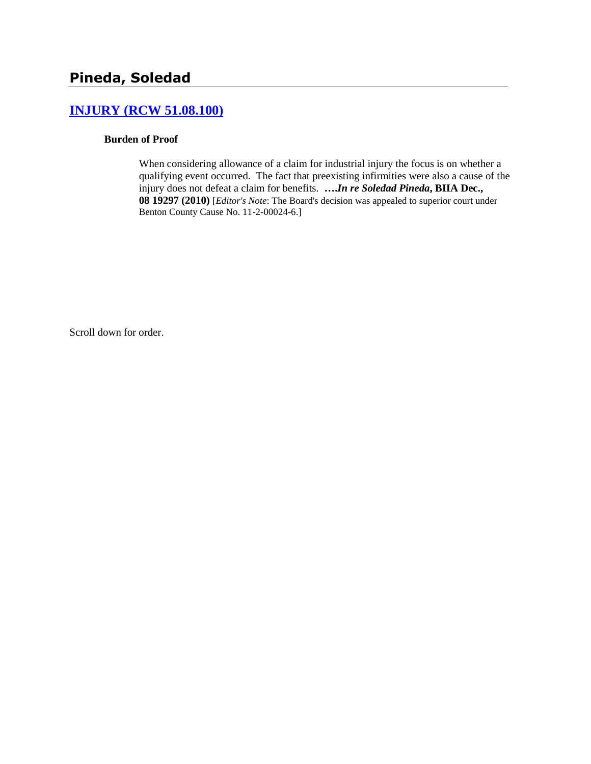# Pineda, Soledad

## [INJURY (RCW 51.08.100)]

### Burden of Proof

When considering allowance of a claim for industrial injury the focus is on whether a qualifying event occurred. The fact that preexisting infirmities were also a cause of the injury does not defeat a claim for benefits. **….*In re Soledad Pineda*, BIIA Dec., 08 19297 (2010)** [*Editor's Note*: The Board's decision was appealed to superior court under Benton County Cause No. 11-2-00024-6.]

Scroll down for order.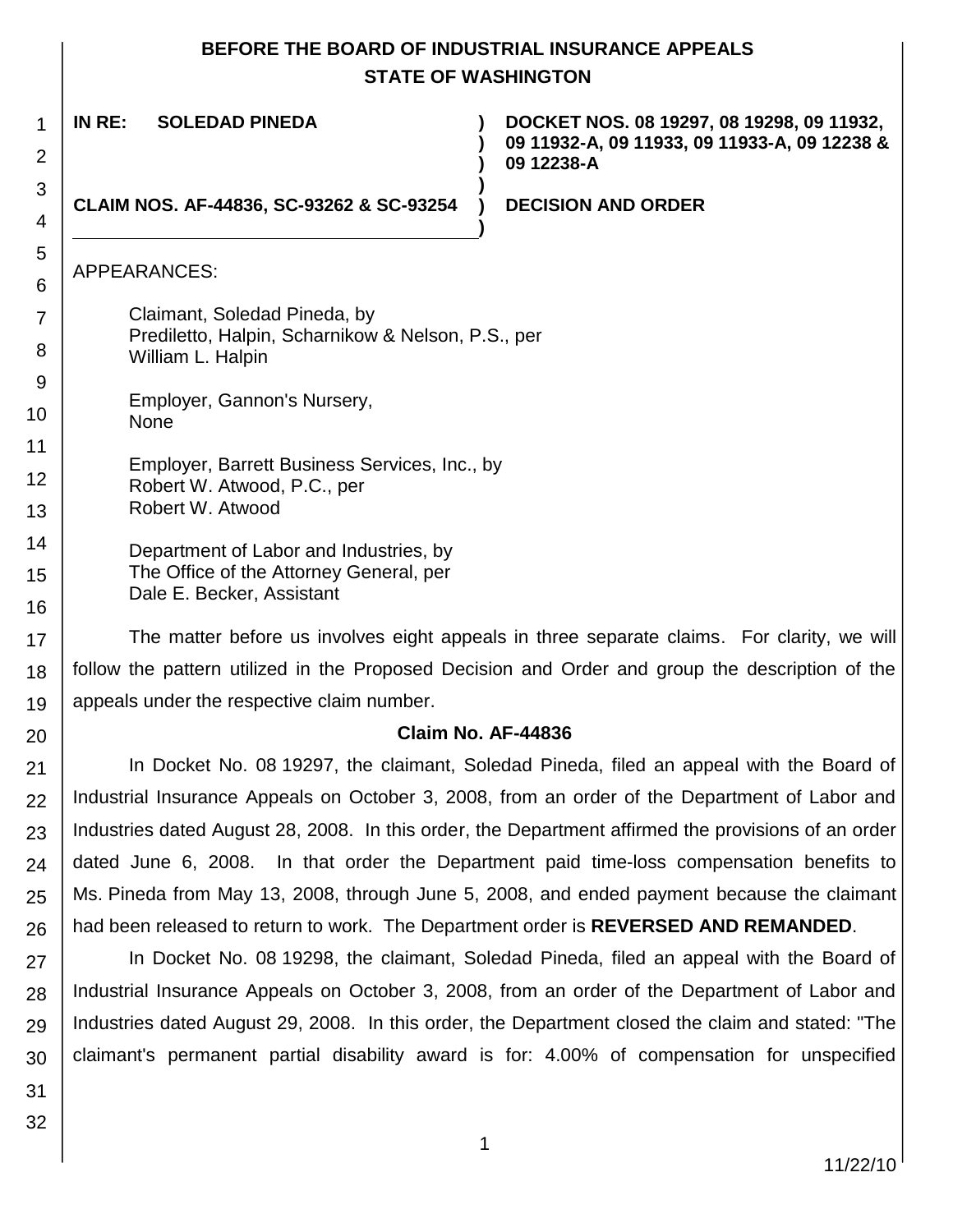**BEFORE THE BOARD OF INDUSTRIAL INSURANCE APPEALS**
**STATE OF WASHINGTON**

**IN RE: SOLEDAD PINEDA**

**CLAIM NOS. AF-44836, SC-93262 & SC-93254**

**DOCKET NOS. 08 19297, 08 19298, 09 11932, 09 11932-A, 09 11933, 09 11933-A, 09 12238 & 09 12238-A**

**DECISION AND ORDER**

APPEARANCES:

Claimant, Soledad Pineda, by
Prediletto, Halpin, Scharnikow & Nelson, P.S., per
William L. Halpin

Employer, Gannon's Nursery,
None

Employer, Barrett Business Services, Inc., by
Robert W. Atwood, P.C., per
Robert W. Atwood

Department of Labor and Industries, by
The Office of the Attorney General, per
Dale E. Becker, Assistant

The matter before us involves eight appeals in three separate claims. For clarity, we will follow the pattern utilized in the Proposed Decision and Order and group the description of the appeals under the respective claim number.

**Claim No. AF-44836**

In Docket No. 08 19297, the claimant, Soledad Pineda, filed an appeal with the Board of Industrial Insurance Appeals on October 3, 2008, from an order of the Department of Labor and Industries dated August 28, 2008. In this order, the Department affirmed the provisions of an order dated June 6, 2008. In that order the Department paid time-loss compensation benefits to Ms. Pineda from May 13, 2008, through June 5, 2008, and ended payment because the claimant had been released to return to work. The Department order is **REVERSED AND REMANDED**.

In Docket No. 08 19298, the claimant, Soledad Pineda, filed an appeal with the Board of Industrial Insurance Appeals on October 3, 2008, from an order of the Department of Labor and Industries dated August 29, 2008. In this order, the Department closed the claim and stated: "The claimant's permanent partial disability award is for: 4.00% of compensation for unspecified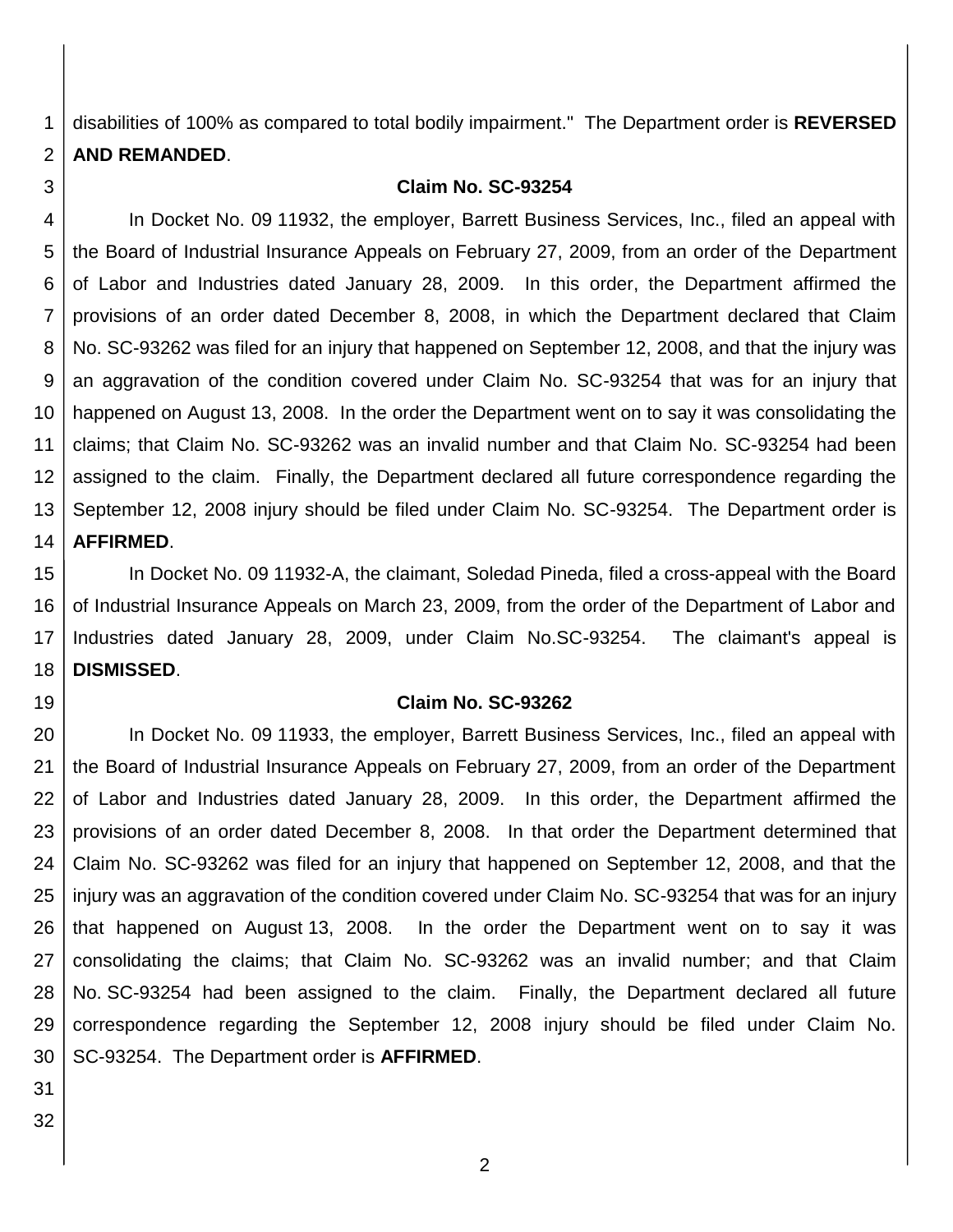disabilities of 100% as compared to total bodily impairment." The Department order is **REVERSED AND REMANDED**.

### Claim No. SC-93254

In Docket No. 09 11932, the employer, Barrett Business Services, Inc., filed an appeal with the Board of Industrial Insurance Appeals on February 27, 2009, from an order of the Department of Labor and Industries dated January 28, 2009. In this order, the Department affirmed the provisions of an order dated December 8, 2008, in which the Department declared that Claim No. SC-93262 was filed for an injury that happened on September 12, 2008, and that the injury was an aggravation of the condition covered under Claim No. SC-93254 that was for an injury that happened on August 13, 2008. In the order the Department went on to say it was consolidating the claims; that Claim No. SC-93262 was an invalid number and that Claim No. SC-93254 had been assigned to the claim. Finally, the Department declared all future correspondence regarding the September 12, 2008 injury should be filed under Claim No. SC-93254. The Department order is **AFFIRMED**.

In Docket No. 09 11932-A, the claimant, Soledad Pineda, filed a cross-appeal with the Board of Industrial Insurance Appeals on March 23, 2009, from the order of the Department of Labor and Industries dated January 28, 2009, under Claim No.SC-93254. The claimant's appeal is **DISMISSED**.

### Claim No. SC-93262

In Docket No. 09 11933, the employer, Barrett Business Services, Inc., filed an appeal with the Board of Industrial Insurance Appeals on February 27, 2009, from an order of the Department of Labor and Industries dated January 28, 2009. In this order, the Department affirmed the provisions of an order dated December 8, 2008. In that order the Department determined that Claim No. SC-93262 was filed for an injury that happened on September 12, 2008, and that the injury was an aggravation of the condition covered under Claim No. SC-93254 that was for an injury that happened on August 13, 2008. In the order the Department went on to say it was consolidating the claims; that Claim No. SC-93262 was an invalid number; and that Claim No. SC-93254 had been assigned to the claim. Finally, the Department declared all future correspondence regarding the September 12, 2008 injury should be filed under Claim No. SC-93254. The Department order is **AFFIRMED**.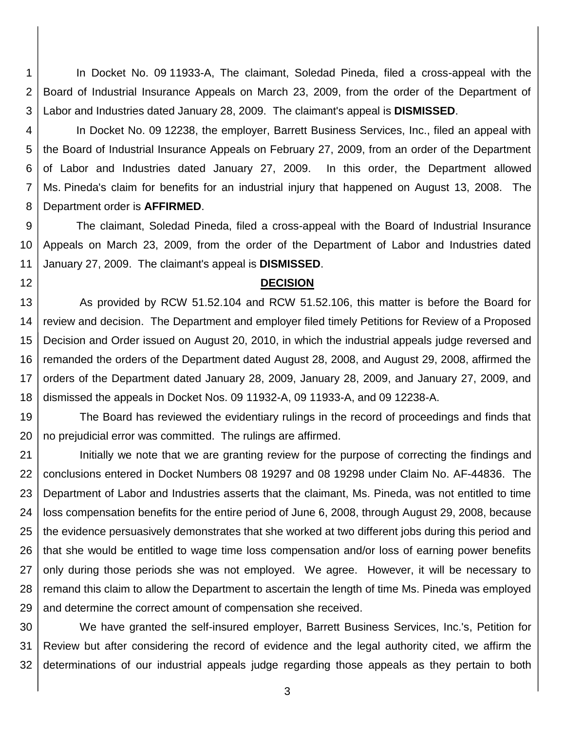In Docket No. 09 11933-A, The claimant, Soledad Pineda, filed a cross-appeal with the Board of Industrial Insurance Appeals on March 23, 2009, from the order of the Department of Labor and Industries dated January 28, 2009. The claimant's appeal is **DISMISSED**.

In Docket No. 09 12238, the employer, Barrett Business Services, Inc., filed an appeal with the Board of Industrial Insurance Appeals on February 27, 2009, from an order of the Department of Labor and Industries dated January 27, 2009. In this order, the Department allowed Ms. Pineda's claim for benefits for an industrial injury that happened on August 13, 2008. The Department order is **AFFIRMED**.

The claimant, Soledad Pineda, filed a cross-appeal with the Board of Industrial Insurance Appeals on March 23, 2009, from the order of the Department of Labor and Industries dated January 27, 2009. The claimant's appeal is **DISMISSED**.

**DECISION**

As provided by RCW 51.52.104 and RCW 51.52.106, this matter is before the Board for review and decision. The Department and employer filed timely Petitions for Review of a Proposed Decision and Order issued on August 20, 2010, in which the industrial appeals judge reversed and remanded the orders of the Department dated August 28, 2008, and August 29, 2008, affirmed the orders of the Department dated January 28, 2009, January 28, 2009, and January 27, 2009, and dismissed the appeals in Docket Nos. 09 11932-A, 09 11933-A, and 09 12238-A.

The Board has reviewed the evidentiary rulings in the record of proceedings and finds that no prejudicial error was committed. The rulings are affirmed.

Initially we note that we are granting review for the purpose of correcting the findings and conclusions entered in Docket Numbers 08 19297 and 08 19298 under Claim No. AF-44836. The Department of Labor and Industries asserts that the claimant, Ms. Pineda, was not entitled to time loss compensation benefits for the entire period of June 6, 2008, through August 29, 2008, because the evidence persuasively demonstrates that she worked at two different jobs during this period and that she would be entitled to wage time loss compensation and/or loss of earning power benefits only during those periods she was not employed. We agree. However, it will be necessary to remand this claim to allow the Department to ascertain the length of time Ms. Pineda was employed and determine the correct amount of compensation she received.

We have granted the self-insured employer, Barrett Business Services, Inc.'s, Petition for Review but after considering the record of evidence and the legal authority cited, we affirm the determinations of our industrial appeals judge regarding those appeals as they pertain to both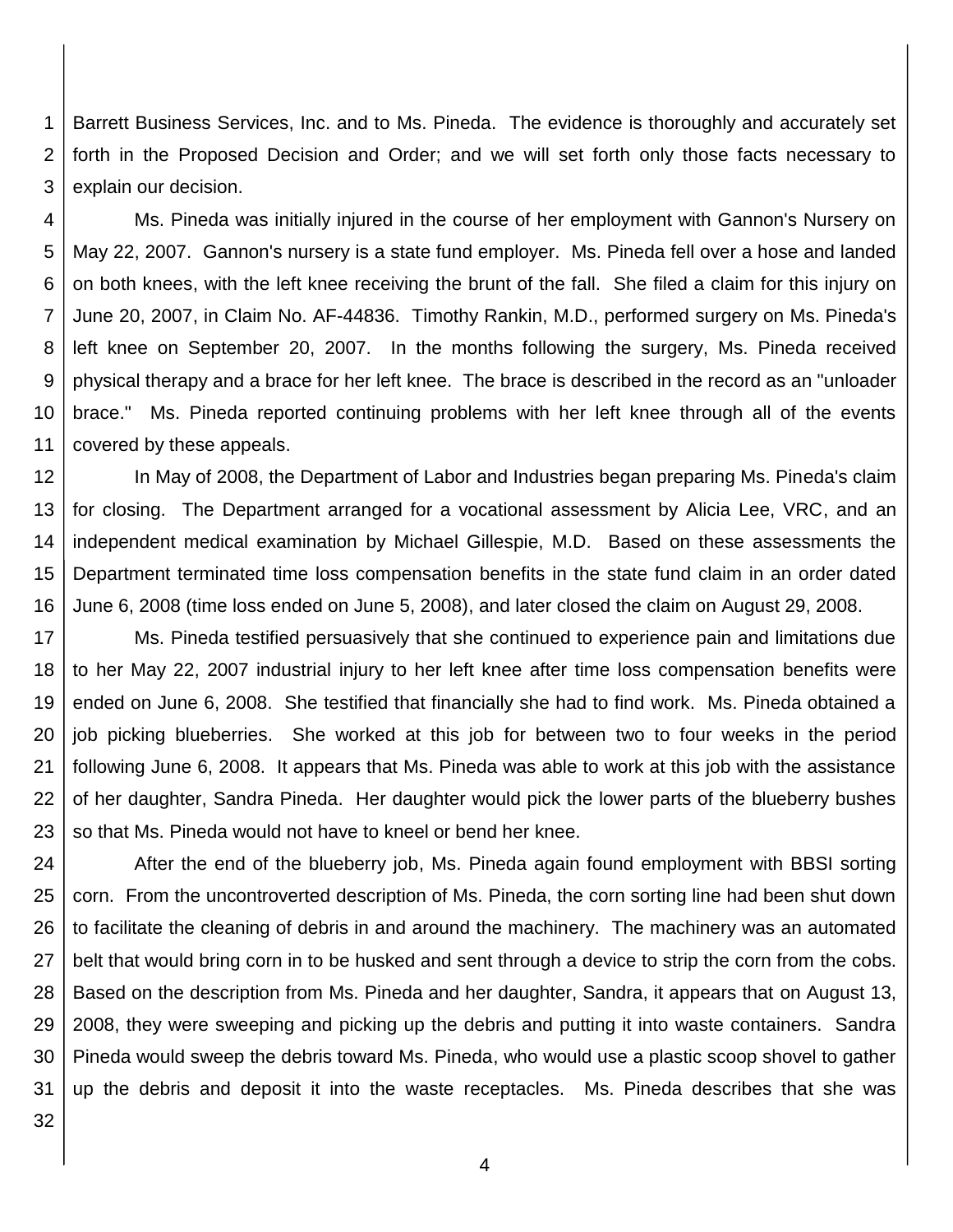Barrett Business Services, Inc. and to Ms. Pineda. The evidence is thoroughly and accurately set forth in the Proposed Decision and Order; and we will set forth only those facts necessary to explain our decision.

Ms. Pineda was initially injured in the course of her employment with Gannon's Nursery on May 22, 2007. Gannon's nursery is a state fund employer. Ms. Pineda fell over a hose and landed on both knees, with the left knee receiving the brunt of the fall. She filed a claim for this injury on June 20, 2007, in Claim No. AF-44836. Timothy Rankin, M.D., performed surgery on Ms. Pineda's left knee on September 20, 2007. In the months following the surgery, Ms. Pineda received physical therapy and a brace for her left knee. The brace is described in the record as an "unloader brace." Ms. Pineda reported continuing problems with her left knee through all of the events covered by these appeals.

In May of 2008, the Department of Labor and Industries began preparing Ms. Pineda's claim for closing. The Department arranged for a vocational assessment by Alicia Lee, VRC, and an independent medical examination by Michael Gillespie, M.D. Based on these assessments the Department terminated time loss compensation benefits in the state fund claim in an order dated June 6, 2008 (time loss ended on June 5, 2008), and later closed the claim on August 29, 2008.

Ms. Pineda testified persuasively that she continued to experience pain and limitations due to her May 22, 2007 industrial injury to her left knee after time loss compensation benefits were ended on June 6, 2008. She testified that financially she had to find work. Ms. Pineda obtained a job picking blueberries. She worked at this job for between two to four weeks in the period following June 6, 2008. It appears that Ms. Pineda was able to work at this job with the assistance of her daughter, Sandra Pineda. Her daughter would pick the lower parts of the blueberry bushes so that Ms. Pineda would not have to kneel or bend her knee.

After the end of the blueberry job, Ms. Pineda again found employment with BBSI sorting corn. From the uncontroverted description of Ms. Pineda, the corn sorting line had been shut down to facilitate the cleaning of debris in and around the machinery. The machinery was an automated belt that would bring corn in to be husked and sent through a device to strip the corn from the cobs. Based on the description from Ms. Pineda and her daughter, Sandra, it appears that on August 13, 2008, they were sweeping and picking up the debris and putting it into waste containers. Sandra Pineda would sweep the debris toward Ms. Pineda, who would use a plastic scoop shovel to gather up the debris and deposit it into the waste receptacles. Ms. Pineda describes that she was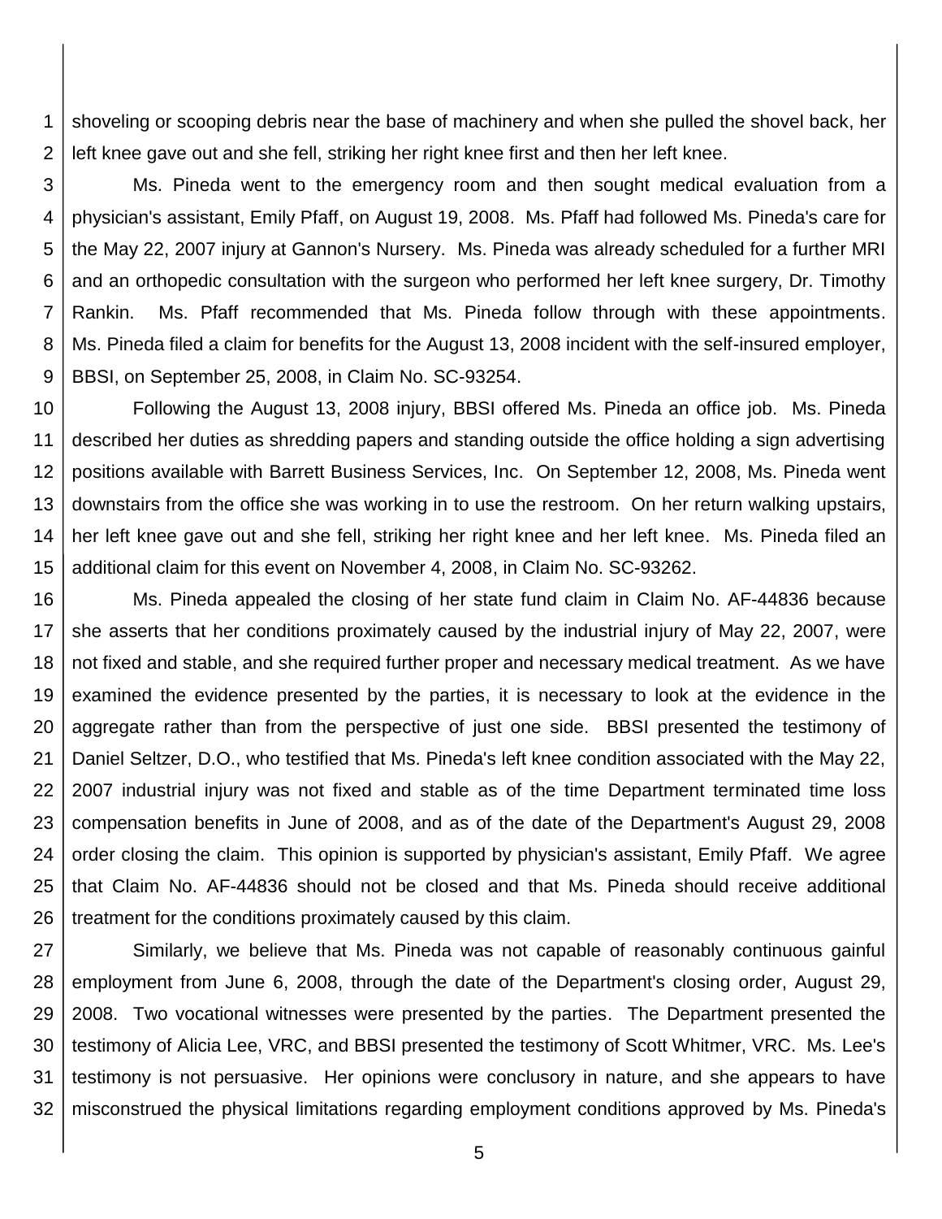shoveling or scooping debris near the base of machinery and when she pulled the shovel back, her left knee gave out and she fell, striking her right knee first and then her left knee.

Ms. Pineda went to the emergency room and then sought medical evaluation from a physician's assistant, Emily Pfaff, on August 19, 2008. Ms. Pfaff had followed Ms. Pineda's care for the May 22, 2007 injury at Gannon's Nursery. Ms. Pineda was already scheduled for a further MRI and an orthopedic consultation with the surgeon who performed her left knee surgery, Dr. Timothy Rankin. Ms. Pfaff recommended that Ms. Pineda follow through with these appointments. Ms. Pineda filed a claim for benefits for the August 13, 2008 incident with the self-insured employer, BBSI, on September 25, 2008, in Claim No. SC-93254.

Following the August 13, 2008 injury, BBSI offered Ms. Pineda an office job. Ms. Pineda described her duties as shredding papers and standing outside the office holding a sign advertising positions available with Barrett Business Services, Inc. On September 12, 2008, Ms. Pineda went downstairs from the office she was working in to use the restroom. On her return walking upstairs, her left knee gave out and she fell, striking her right knee and her left knee. Ms. Pineda filed an additional claim for this event on November 4, 2008, in Claim No. SC-93262.

Ms. Pineda appealed the closing of her state fund claim in Claim No. AF-44836 because she asserts that her conditions proximately caused by the industrial injury of May 22, 2007, were not fixed and stable, and she required further proper and necessary medical treatment. As we have examined the evidence presented by the parties, it is necessary to look at the evidence in the aggregate rather than from the perspective of just one side. BBSI presented the testimony of Daniel Seltzer, D.O., who testified that Ms. Pineda's left knee condition associated with the May 22, 2007 industrial injury was not fixed and stable as of the time Department terminated time loss compensation benefits in June of 2008, and as of the date of the Department's August 29, 2008 order closing the claim. This opinion is supported by physician's assistant, Emily Pfaff. We agree that Claim No. AF-44836 should not be closed and that Ms. Pineda should receive additional treatment for the conditions proximately caused by this claim.

Similarly, we believe that Ms. Pineda was not capable of reasonably continuous gainful employment from June 6, 2008, through the date of the Department's closing order, August 29, 2008. Two vocational witnesses were presented by the parties. The Department presented the testimony of Alicia Lee, VRC, and BBSI presented the testimony of Scott Whitmer, VRC. Ms. Lee's testimony is not persuasive. Her opinions were conclusory in nature, and she appears to have misconstrued the physical limitations regarding employment conditions approved by Ms. Pineda's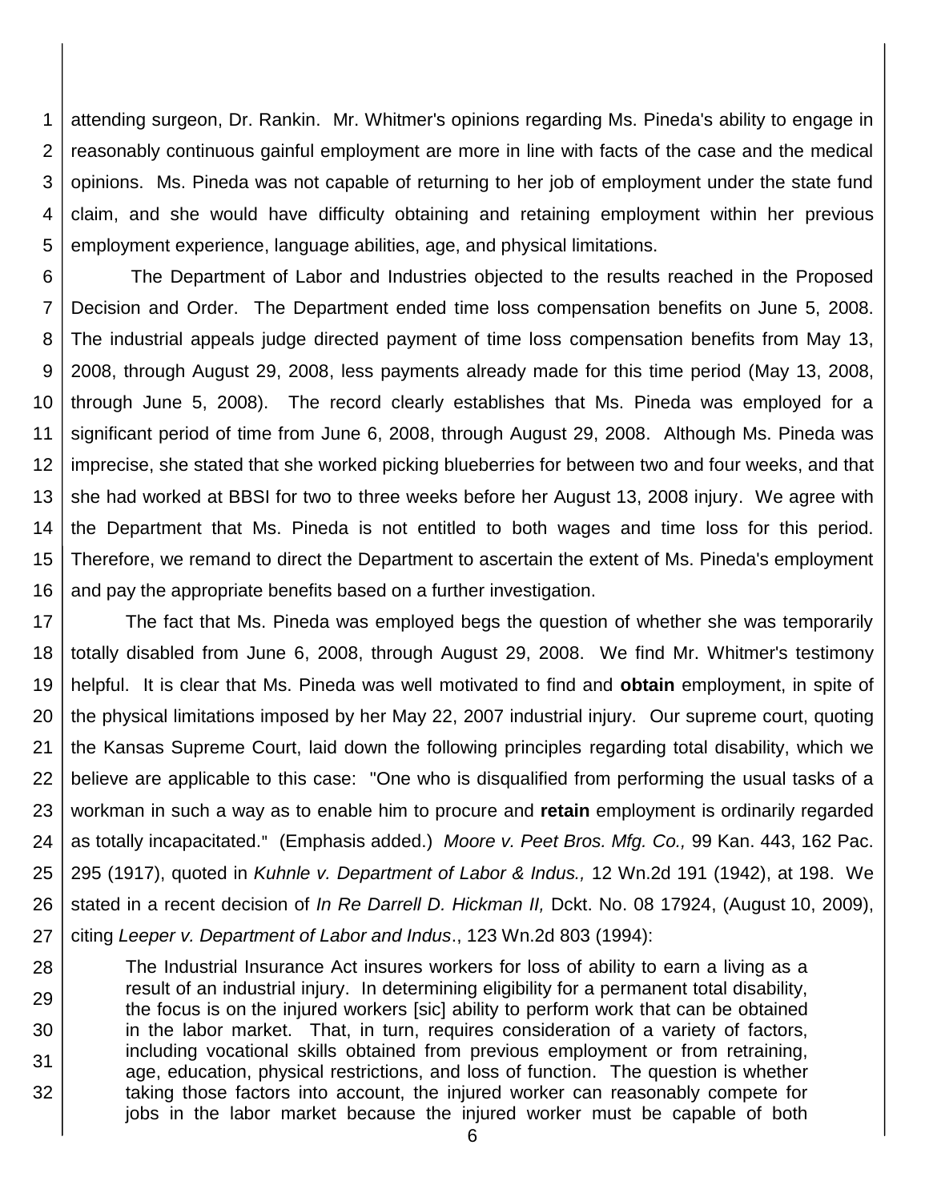attending surgeon, Dr. Rankin. Mr. Whitmer's opinions regarding Ms. Pineda's ability to engage in reasonably continuous gainful employment are more in line with facts of the case and the medical opinions. Ms. Pineda was not capable of returning to her job of employment under the state fund claim, and she would have difficulty obtaining and retaining employment within her previous employment experience, language abilities, age, and physical limitations.

The Department of Labor and Industries objected to the results reached in the Proposed Decision and Order. The Department ended time loss compensation benefits on June 5, 2008. The industrial appeals judge directed payment of time loss compensation benefits from May 13, 2008, through August 29, 2008, less payments already made for this time period (May 13, 2008, through June 5, 2008). The record clearly establishes that Ms. Pineda was employed for a significant period of time from June 6, 2008, through August 29, 2008. Although Ms. Pineda was imprecise, she stated that she worked picking blueberries for between two and four weeks, and that she had worked at BBSI for two to three weeks before her August 13, 2008 injury. We agree with the Department that Ms. Pineda is not entitled to both wages and time loss for this period. Therefore, we remand to direct the Department to ascertain the extent of Ms. Pineda's employment and pay the appropriate benefits based on a further investigation.

The fact that Ms. Pineda was employed begs the question of whether she was temporarily totally disabled from June 6, 2008, through August 29, 2008. We find Mr. Whitmer's testimony helpful. It is clear that Ms. Pineda was well motivated to find and **obtain** employment, in spite of the physical limitations imposed by her May 22, 2007 industrial injury. Our supreme court, quoting the Kansas Supreme Court, laid down the following principles regarding total disability, which we believe are applicable to this case: "One who is disqualified from performing the usual tasks of a workman in such a way as to enable him to procure and **retain** employment is ordinarily regarded as totally incapacitated." (Emphasis added.) *Moore v. Peet Bros. Mfg. Co.,* 99 Kan. 443, 162 Pac. 295 (1917), quoted in *Kuhnle v. Department of Labor & Indus.,* 12 Wn.2d 191 (1942), at 198. We stated in a recent decision of *In Re Darrell D. Hickman II,* Dckt. No. 08 17924, (August 10, 2009), citing *Leeper v. Department of Labor and Indus*., 123 Wn.2d 803 (1994):

> The Industrial Insurance Act insures workers for loss of ability to earn a living as a result of an industrial injury. In determining eligibility for a permanent total disability, the focus is on the injured workers [sic] ability to perform work that can be obtained in the labor market. That, in turn, requires consideration of a variety of factors, including vocational skills obtained from previous employment or from retraining, age, education, physical restrictions, and loss of function. The question is whether taking those factors into account, the injured worker can reasonably compete for jobs in the labor market because the injured worker must be capable of both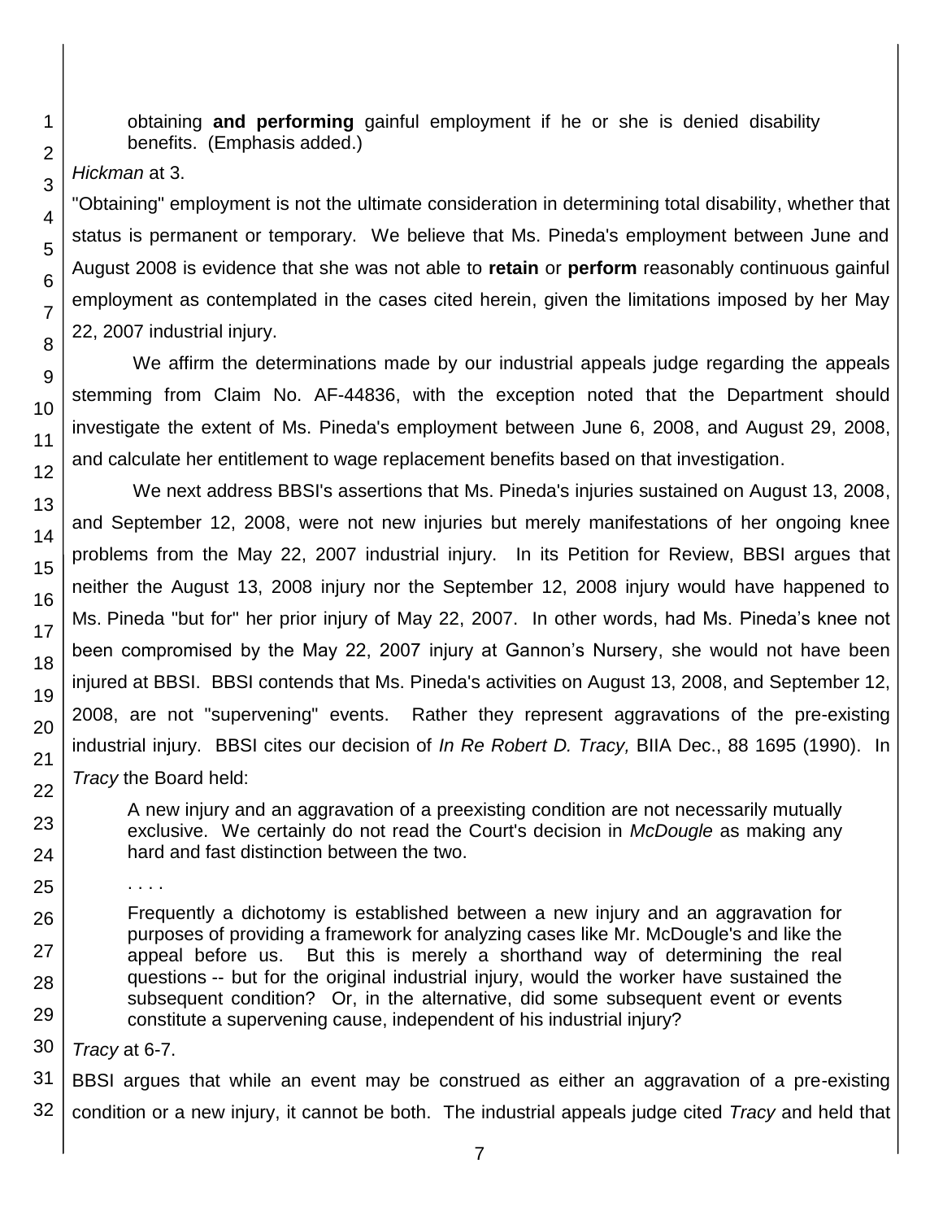> obtaining **and performing** gainful employment if he or she is denied disability benefits. (Emphasis added.)

*Hickman* at 3.

"Obtaining" employment is not the ultimate consideration in determining total disability, whether that status is permanent or temporary. We believe that Ms. Pineda's employment between June and August 2008 is evidence that she was not able to **retain** or **perform** reasonably continuous gainful employment as contemplated in the cases cited herein, given the limitations imposed by her May 22, 2007 industrial injury.

We affirm the determinations made by our industrial appeals judge regarding the appeals stemming from Claim No. AF-44836, with the exception noted that the Department should investigate the extent of Ms. Pineda's employment between June 6, 2008, and August 29, 2008, and calculate her entitlement to wage replacement benefits based on that investigation.

We next address BBSI's assertions that Ms. Pineda's injuries sustained on August 13, 2008, and September 12, 2008, were not new injuries but merely manifestations of her ongoing knee problems from the May 22, 2007 industrial injury. In its Petition for Review, BBSI argues that neither the August 13, 2008 injury nor the September 12, 2008 injury would have happened to Ms. Pineda "but for" her prior injury of May 22, 2007. In other words, had Ms. Pineda's knee not been compromised by the May 22, 2007 injury at Gannon's Nursery, she would not have been injured at BBSI. BBSI contends that Ms. Pineda's activities on August 13, 2008, and September 12, 2008, are not "supervening" events. Rather they represent aggravations of the pre-existing industrial injury. BBSI cites our decision of *In Re Robert D. Tracy,* BIIA Dec., 88 1695 (1990). In *Tracy* the Board held:

> A new injury and an aggravation of a preexisting condition are not necessarily mutually exclusive. We certainly do not read the Court's decision in *McDougle* as making any hard and fast distinction between the two.
>
> . . . .
>
> Frequently a dichotomy is established between a new injury and an aggravation for purposes of providing a framework for analyzing cases like Mr. McDougle's and like the appeal before us. But this is merely a shorthand way of determining the real questions -- but for the original industrial injury, would the worker have sustained the subsequent condition? Or, in the alternative, did some subsequent event or events constitute a supervening cause, independent of his industrial injury?

*Tracy* at 6-7.

BBSI argues that while an event may be construed as either an aggravation of a pre-existing condition or a new injury, it cannot be both. The industrial appeals judge cited *Tracy* and held that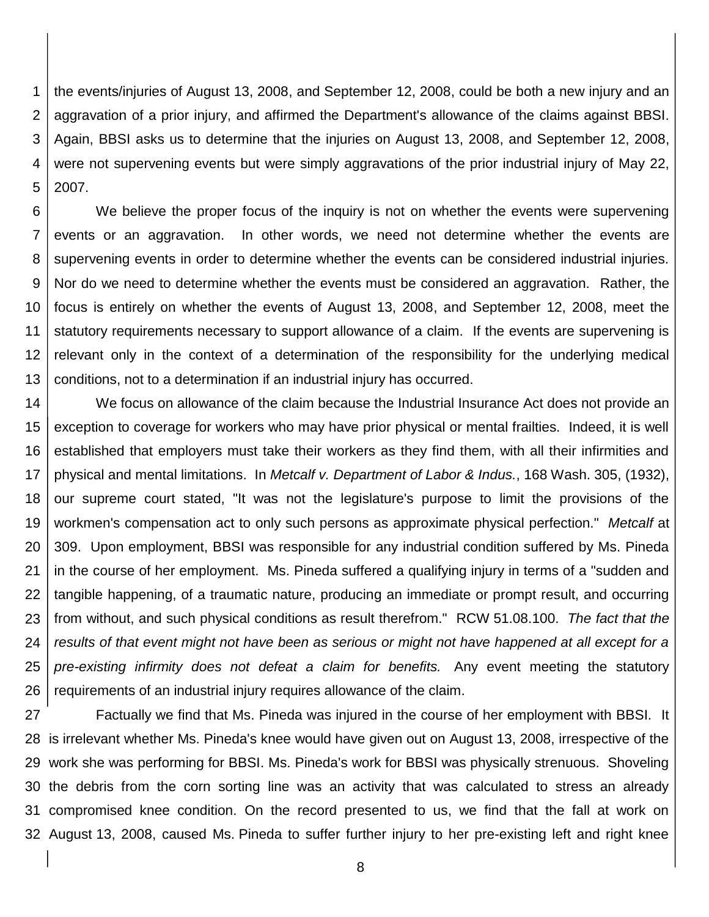the events/injuries of August 13, 2008, and September 12, 2008, could be both a new injury and an aggravation of a prior injury, and affirmed the Department's allowance of the claims against BBSI. Again, BBSI asks us to determine that the injuries on August 13, 2008, and September 12, 2008, were not supervening events but were simply aggravations of the prior industrial injury of May 22, 2007.

We believe the proper focus of the inquiry is not on whether the events were supervening events or an aggravation. In other words, we need not determine whether the events are supervening events in order to determine whether the events can be considered industrial injuries. Nor do we need to determine whether the events must be considered an aggravation. Rather, the focus is entirely on whether the events of August 13, 2008, and September 12, 2008, meet the statutory requirements necessary to support allowance of a claim. If the events are supervening is relevant only in the context of a determination of the responsibility for the underlying medical conditions, not to a determination if an industrial injury has occurred.

We focus on allowance of the claim because the Industrial Insurance Act does not provide an exception to coverage for workers who may have prior physical or mental frailties. Indeed, it is well established that employers must take their workers as they find them, with all their infirmities and physical and mental limitations. In *Metcalf v. Department of Labor & Indus.*, 168 Wash. 305, (1932), our supreme court stated, "It was not the legislature's purpose to limit the provisions of the workmen's compensation act to only such persons as approximate physical perfection." *Metcalf* at 309. Upon employment, BBSI was responsible for any industrial condition suffered by Ms. Pineda in the course of her employment. Ms. Pineda suffered a qualifying injury in terms of a "sudden and tangible happening, of a traumatic nature, producing an immediate or prompt result, and occurring from without, and such physical conditions as result therefrom." RCW 51.08.100. *The fact that the results of that event might not have been as serious or might not have happened at all except for a pre-existing infirmity does not defeat a claim for benefits.* Any event meeting the statutory requirements of an industrial injury requires allowance of the claim.

Factually we find that Ms. Pineda was injured in the course of her employment with BBSI. It is irrelevant whether Ms. Pineda's knee would have given out on August 13, 2008, irrespective of the work she was performing for BBSI. Ms. Pineda's work for BBSI was physically strenuous. Shoveling the debris from the corn sorting line was an activity that was calculated to stress an already compromised knee condition. On the record presented to us, we find that the fall at work on August 13, 2008, caused Ms. Pineda to suffer further injury to her pre-existing left and right knee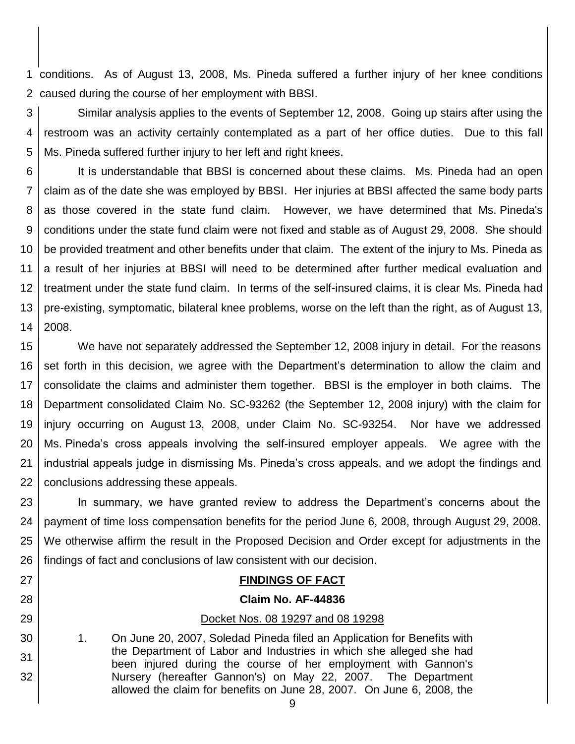conditions. As of August 13, 2008, Ms. Pineda suffered a further injury of her knee conditions caused during the course of her employment with BBSI.

Similar analysis applies to the events of September 12, 2008. Going up stairs after using the restroom was an activity certainly contemplated as a part of her office duties. Due to this fall Ms. Pineda suffered further injury to her left and right knees.

It is understandable that BBSI is concerned about these claims. Ms. Pineda had an open claim as of the date she was employed by BBSI. Her injuries at BBSI affected the same body parts as those covered in the state fund claim. However, we have determined that Ms. Pineda's conditions under the state fund claim were not fixed and stable as of August 29, 2008. She should be provided treatment and other benefits under that claim. The extent of the injury to Ms. Pineda as a result of her injuries at BBSI will need to be determined after further medical evaluation and treatment under the state fund claim. In terms of the self-insured claims, it is clear Ms. Pineda had pre-existing, symptomatic, bilateral knee problems, worse on the left than the right, as of August 13, 2008.

We have not separately addressed the September 12, 2008 injury in detail. For the reasons set forth in this decision, we agree with the Department's determination to allow the claim and consolidate the claims and administer them together. BBSI is the employer in both claims. The Department consolidated Claim No. SC-93262 (the September 12, 2008 injury) with the claim for injury occurring on August 13, 2008, under Claim No. SC-93254. Nor have we addressed Ms. Pineda's cross appeals involving the self-insured employer appeals. We agree with the industrial appeals judge in dismissing Ms. Pineda's cross appeals, and we adopt the findings and conclusions addressing these appeals.

In summary, we have granted review to address the Department's concerns about the payment of time loss compensation benefits for the period June 6, 2008, through August 29, 2008. We otherwise affirm the result in the Proposed Decision and Order except for adjustments in the findings of fact and conclusions of law consistent with our decision.

## FINDINGS OF FACT

### Claim No. AF-44836

Docket Nos. 08 19297 and 08 19298

1. On June 20, 2007, Soledad Pineda filed an Application for Benefits with the Department of Labor and Industries in which she alleged she had been injured during the course of her employment with Gannon's Nursery (hereafter Gannon's) on May 22, 2007. The Department allowed the claim for benefits on June 28, 2007. On June 6, 2008, the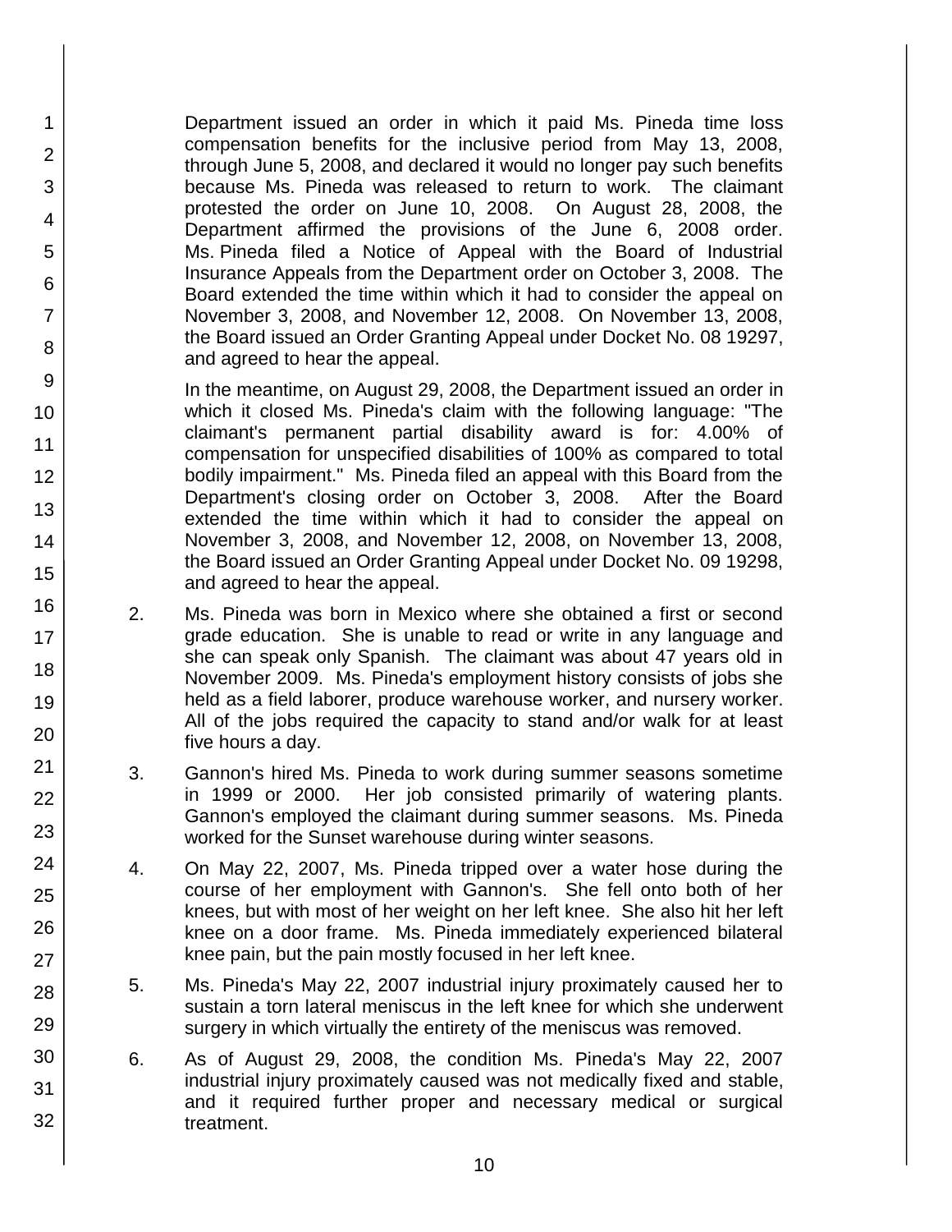Department issued an order in which it paid Ms. Pineda time loss compensation benefits for the inclusive period from May 13, 2008, through June 5, 2008, and declared it would no longer pay such benefits because Ms. Pineda was released to return to work. The claimant protested the order on June 10, 2008. On August 28, 2008, the Department affirmed the provisions of the June 6, 2008 order. Ms. Pineda filed a Notice of Appeal with the Board of Industrial Insurance Appeals from the Department order on October 3, 2008. The Board extended the time within which it had to consider the appeal on November 3, 2008, and November 12, 2008. On November 13, 2008, the Board issued an Order Granting Appeal under Docket No. 08 19297, and agreed to hear the appeal.

In the meantime, on August 29, 2008, the Department issued an order in which it closed Ms. Pineda's claim with the following language: "The claimant's permanent partial disability award is for: 4.00% of compensation for unspecified disabilities of 100% as compared to total bodily impairment." Ms. Pineda filed an appeal with this Board from the Department's closing order on October 3, 2008. After the Board extended the time within which it had to consider the appeal on November 3, 2008, and November 12, 2008, on November 13, 2008, the Board issued an Order Granting Appeal under Docket No. 09 19298, and agreed to hear the appeal.

2. Ms. Pineda was born in Mexico where she obtained a first or second grade education. She is unable to read or write in any language and she can speak only Spanish. The claimant was about 47 years old in November 2009. Ms. Pineda's employment history consists of jobs she held as a field laborer, produce warehouse worker, and nursery worker. All of the jobs required the capacity to stand and/or walk for at least five hours a day.

3. Gannon's hired Ms. Pineda to work during summer seasons sometime in 1999 or 2000. Her job consisted primarily of watering plants. Gannon's employed the claimant during summer seasons. Ms. Pineda worked for the Sunset warehouse during winter seasons.

4. On May 22, 2007, Ms. Pineda tripped over a water hose during the course of her employment with Gannon's. She fell onto both of her knees, but with most of her weight on her left knee. She also hit her left knee on a door frame. Ms. Pineda immediately experienced bilateral knee pain, but the pain mostly focused in her left knee.

5. Ms. Pineda's May 22, 2007 industrial injury proximately caused her to sustain a torn lateral meniscus in the left knee for which she underwent surgery in which virtually the entirety of the meniscus was removed.

6. As of August 29, 2008, the condition Ms. Pineda's May 22, 2007 industrial injury proximately caused was not medically fixed and stable, and it required further proper and necessary medical or surgical treatment.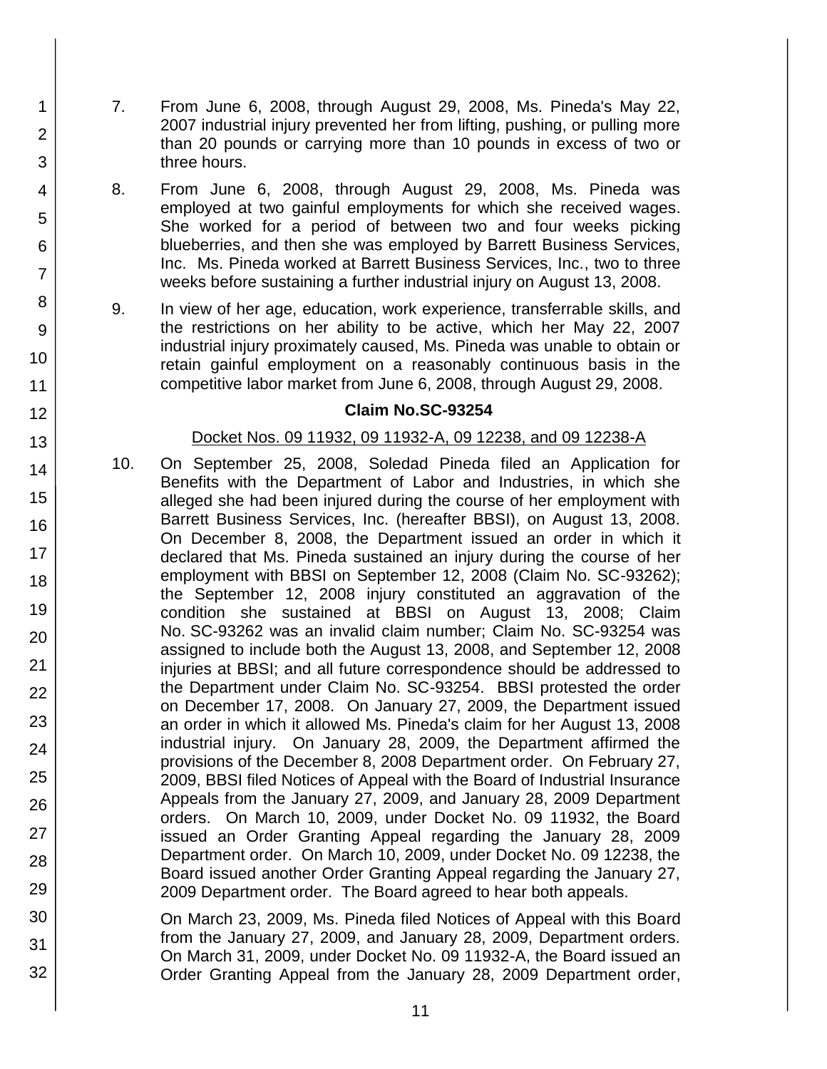7. From June 6, 2008, through August 29, 2008, Ms. Pineda's May 22, 2007 industrial injury prevented her from lifting, pushing, or pulling more than 20 pounds or carrying more than 10 pounds in excess of two or three hours.

8. From June 6, 2008, through August 29, 2008, Ms. Pineda was employed at two gainful employments for which she received wages. She worked for a period of between two and four weeks picking blueberries, and then she was employed by Barrett Business Services, Inc. Ms. Pineda worked at Barrett Business Services, Inc., two to three weeks before sustaining a further industrial injury on August 13, 2008.

9. In view of her age, education, work experience, transferrable skills, and the restrictions on her ability to be active, which her May 22, 2007 industrial injury proximately caused, Ms. Pineda was unable to obtain or retain gainful employment on a reasonably continuous basis in the competitive labor market from June 6, 2008, through August 29, 2008.

**Claim No.SC-93254**

Docket Nos. 09 11932, 09 11932-A, 09 12238, and 09 12238-A

10. On September 25, 2008, Soledad Pineda filed an Application for Benefits with the Department of Labor and Industries, in which she alleged she had been injured during the course of her employment with Barrett Business Services, Inc. (hereafter BBSI), on August 13, 2008. On December 8, 2008, the Department issued an order in which it declared that Ms. Pineda sustained an injury during the course of her employment with BBSI on September 12, 2008 (Claim No. SC-93262); the September 12, 2008 injury constituted an aggravation of the condition she sustained at BBSI on August 13, 2008; Claim No. SC-93262 was an invalid claim number; Claim No. SC-93254 was assigned to include both the August 13, 2008, and September 12, 2008 injuries at BBSI; and all future correspondence should be addressed to the Department under Claim No. SC-93254. BBSI protested the order on December 17, 2008. On January 27, 2009, the Department issued an order in which it allowed Ms. Pineda's claim for her August 13, 2008 industrial injury. On January 28, 2009, the Department affirmed the provisions of the December 8, 2008 Department order. On February 27, 2009, BBSI filed Notices of Appeal with the Board of Industrial Insurance Appeals from the January 27, 2009, and January 28, 2009 Department orders. On March 10, 2009, under Docket No. 09 11932, the Board issued an Order Granting Appeal regarding the January 28, 2009 Department order. On March 10, 2009, under Docket No. 09 12238, the Board issued another Order Granting Appeal regarding the January 27, 2009 Department order. The Board agreed to hear both appeals.

On March 23, 2009, Ms. Pineda filed Notices of Appeal with this Board from the January 27, 2009, and January 28, 2009, Department orders. On March 31, 2009, under Docket No. 09 11932-A, the Board issued an Order Granting Appeal from the January 28, 2009 Department order,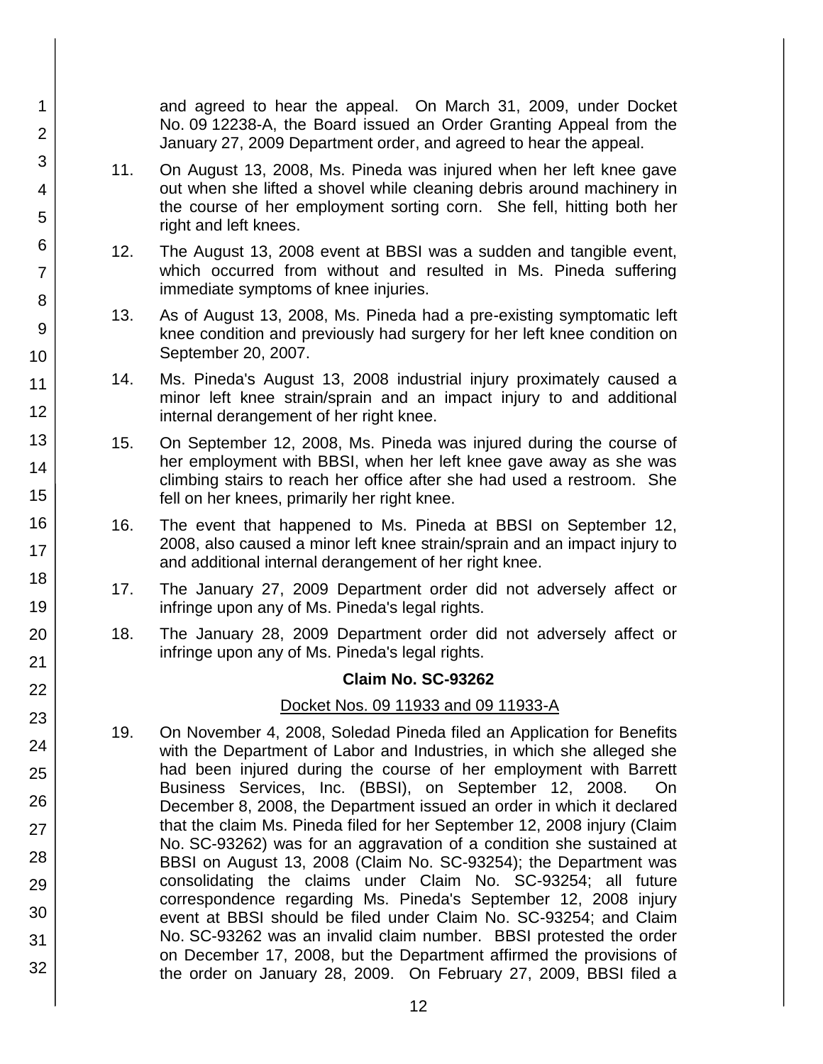and agreed to hear the appeal. On March 31, 2009, under Docket No. 09 12238-A, the Board issued an Order Granting Appeal from the January 27, 2009 Department order, and agreed to hear the appeal.

11. On August 13, 2008, Ms. Pineda was injured when her left knee gave out when she lifted a shovel while cleaning debris around machinery in the course of her employment sorting corn. She fell, hitting both her right and left knees.

12. The August 13, 2008 event at BBSI was a sudden and tangible event, which occurred from without and resulted in Ms. Pineda suffering immediate symptoms of knee injuries.

13. As of August 13, 2008, Ms. Pineda had a pre-existing symptomatic left knee condition and previously had surgery for her left knee condition on September 20, 2007.

14. Ms. Pineda's August 13, 2008 industrial injury proximately caused a minor left knee strain/sprain and an impact injury to and additional internal derangement of her right knee.

15. On September 12, 2008, Ms. Pineda was injured during the course of her employment with BBSI, when her left knee gave away as she was climbing stairs to reach her office after she had used a restroom. She fell on her knees, primarily her right knee.

16. The event that happened to Ms. Pineda at BBSI on September 12, 2008, also caused a minor left knee strain/sprain and an impact injury to and additional internal derangement of her right knee.

17. The January 27, 2009 Department order did not adversely affect or infringe upon any of Ms. Pineda's legal rights.

18. The January 28, 2009 Department order did not adversely affect or infringe upon any of Ms. Pineda's legal rights.

**Claim No. SC-93262**

Docket Nos. 09 11933 and 09 11933-A

19. On November 4, 2008, Soledad Pineda filed an Application for Benefits with the Department of Labor and Industries, in which she alleged she had been injured during the course of her employment with Barrett Business Services, Inc. (BBSI), on September 12, 2008. On December 8, 2008, the Department issued an order in which it declared that the claim Ms. Pineda filed for her September 12, 2008 injury (Claim No. SC-93262) was for an aggravation of a condition she sustained at BBSI on August 13, 2008 (Claim No. SC-93254); the Department was consolidating the claims under Claim No. SC-93254; all future correspondence regarding Ms. Pineda's September 12, 2008 injury event at BBSI should be filed under Claim No. SC-93254; and Claim No. SC-93262 was an invalid claim number. BBSI protested the order on December 17, 2008, but the Department affirmed the provisions of the order on January 28, 2009. On February 27, 2009, BBSI filed a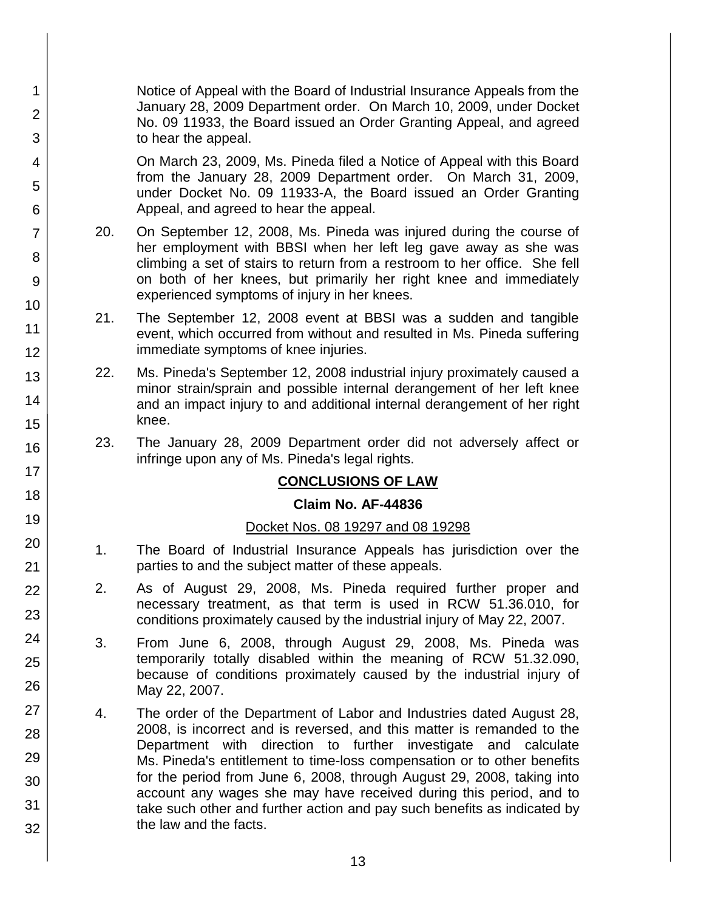Notice of Appeal with the Board of Industrial Insurance Appeals from the January 28, 2009 Department order. On March 10, 2009, under Docket No. 09 11933, the Board issued an Order Granting Appeal, and agreed to hear the appeal.

On March 23, 2009, Ms. Pineda filed a Notice of Appeal with this Board from the January 28, 2009 Department order. On March 31, 2009, under Docket No. 09 11933-A, the Board issued an Order Granting Appeal, and agreed to hear the appeal.

20. On September 12, 2008, Ms. Pineda was injured during the course of her employment with BBSI when her left leg gave away as she was climbing a set of stairs to return from a restroom to her office. She fell on both of her knees, but primarily her right knee and immediately experienced symptoms of injury in her knees.

21. The September 12, 2008 event at BBSI was a sudden and tangible event, which occurred from without and resulted in Ms. Pineda suffering immediate symptoms of knee injuries.

22. Ms. Pineda's September 12, 2008 industrial injury proximately caused a minor strain/sprain and possible internal derangement of her left knee and an impact injury to and additional internal derangement of her right knee.

23. The January 28, 2009 Department order did not adversely affect or infringe upon any of Ms. Pineda's legal rights.

## CONCLUSIONS OF LAW

### Claim No. AF-44836

Docket Nos. 08 19297 and 08 19298

1. The Board of Industrial Insurance Appeals has jurisdiction over the parties to and the subject matter of these appeals.

2. As of August 29, 2008, Ms. Pineda required further proper and necessary treatment, as that term is used in RCW 51.36.010, for conditions proximately caused by the industrial injury of May 22, 2007.

3. From June 6, 2008, through August 29, 2008, Ms. Pineda was temporarily totally disabled within the meaning of RCW 51.32.090, because of conditions proximately caused by the industrial injury of May 22, 2007.

4. The order of the Department of Labor and Industries dated August 28, 2008, is incorrect and is reversed, and this matter is remanded to the Department with direction to further investigate and calculate Ms. Pineda's entitlement to time-loss compensation or to other benefits for the period from June 6, 2008, through August 29, 2008, taking into account any wages she may have received during this period, and to take such other and further action and pay such benefits as indicated by the law and the facts.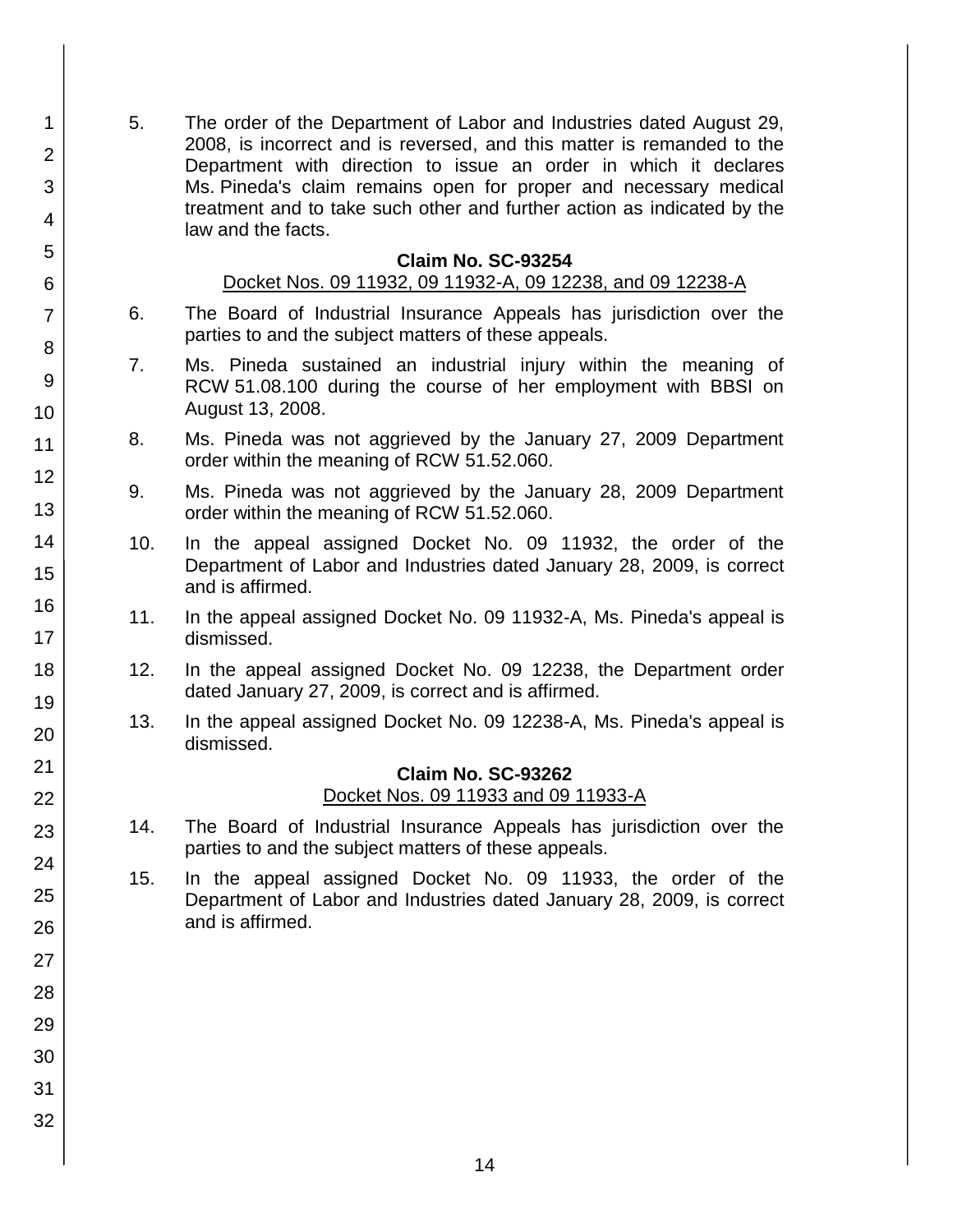5. The order of the Department of Labor and Industries dated August 29, 2008, is incorrect and is reversed, and this matter is remanded to the Department with direction to issue an order in which it declares Ms. Pineda's claim remains open for proper and necessary medical treatment and to take such other and further action as indicated by the law and the facts.

**Claim No. SC-93254**

Docket Nos. 09 11932, 09 11932-A, 09 12238, and 09 12238-A

6. The Board of Industrial Insurance Appeals has jurisdiction over the parties to and the subject matters of these appeals.

7. Ms. Pineda sustained an industrial injury within the meaning of RCW 51.08.100 during the course of her employment with BBSI on August 13, 2008.

8. Ms. Pineda was not aggrieved by the January 27, 2009 Department order within the meaning of RCW 51.52.060.

9. Ms. Pineda was not aggrieved by the January 28, 2009 Department order within the meaning of RCW 51.52.060.

10. In the appeal assigned Docket No. 09 11932, the order of the Department of Labor and Industries dated January 28, 2009, is correct and is affirmed.

11. In the appeal assigned Docket No. 09 11932-A, Ms. Pineda's appeal is dismissed.

12. In the appeal assigned Docket No. 09 12238, the Department order dated January 27, 2009, is correct and is affirmed.

13. In the appeal assigned Docket No. 09 12238-A, Ms. Pineda's appeal is dismissed.

**Claim No. SC-93262**

Docket Nos. 09 11933 and 09 11933-A

14. The Board of Industrial Insurance Appeals has jurisdiction over the parties to and the subject matters of these appeals.

15. In the appeal assigned Docket No. 09 11933, the order of the Department of Labor and Industries dated January 28, 2009, is correct and is affirmed.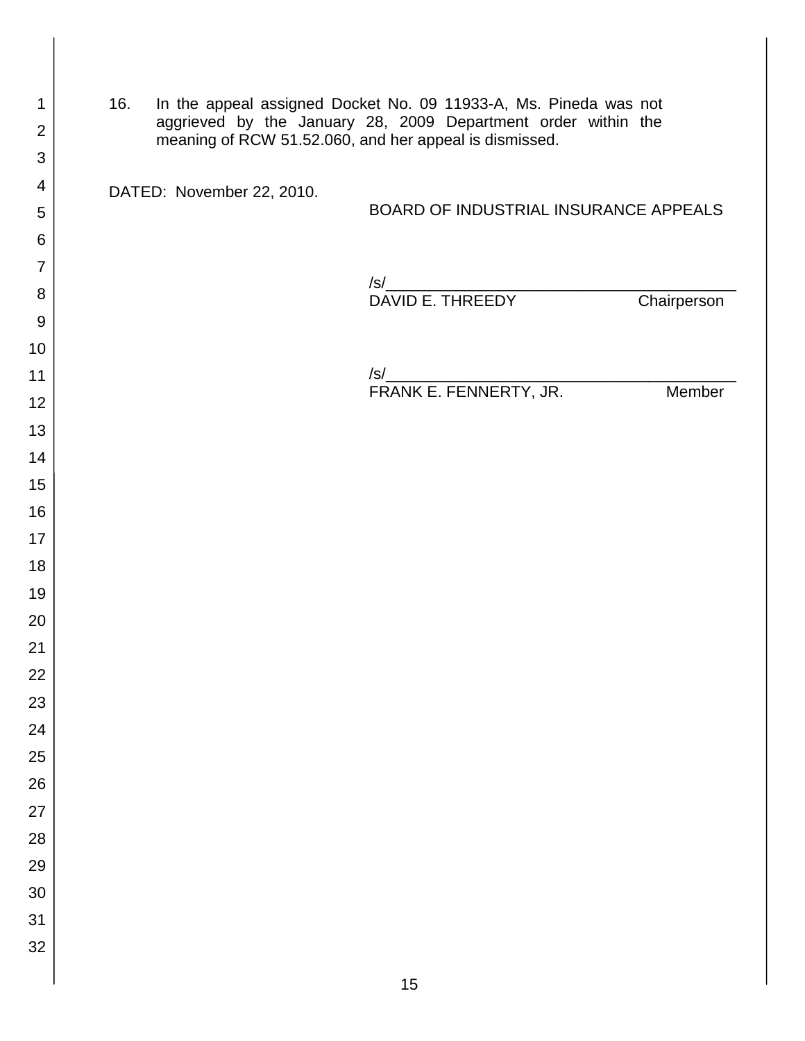16. In the appeal assigned Docket No. 09 11933-A, Ms. Pineda was not aggrieved by the January 28, 2009 Department order within the meaning of RCW 51.52.060, and her appeal is dismissed.

DATED: November 22, 2010.

BOARD OF INDUSTRIAL INSURANCE APPEALS

/s/\_\_\_\_\_\_\_\_\_\_\_\_\_\_\_\_\_\_\_\_\_\_\_\_\_\_\_\_\_\_\_\_\_\_\_\_\_\_\_\_\_\_
DAVID E. THREEDY Chairperson

/s/\_\_\_\_\_\_\_\_\_\_\_\_\_\_\_\_\_\_\_\_\_\_\_\_\_\_\_\_\_\_\_\_\_\_\_\_\_\_\_\_\_\_
FRANK E. FENNERTY, JR. Member